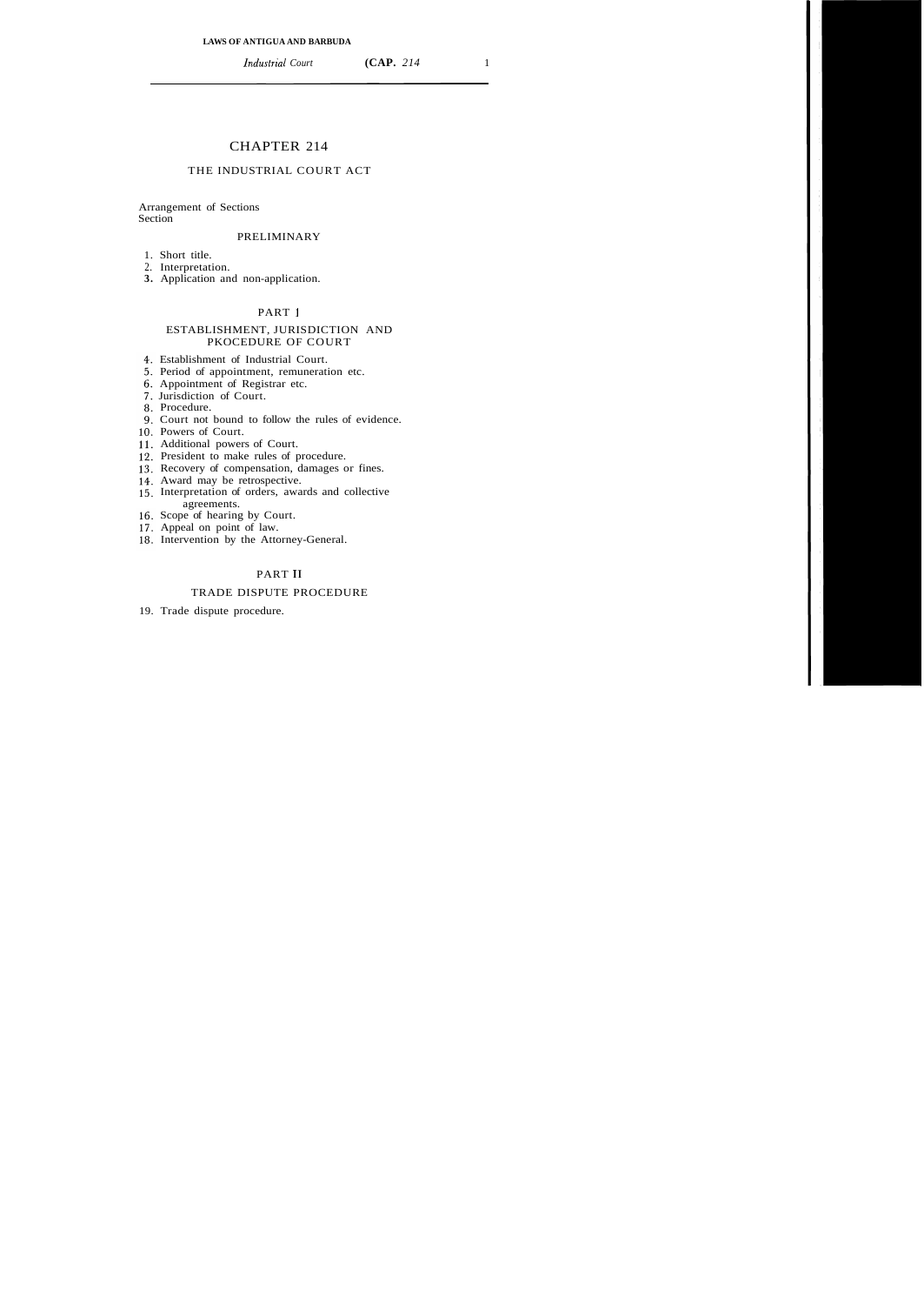# CHAPTER 214

## THE INDUSTRIAL COURT ACT

Arrangement of Sections
Section

### PRELIMINARY

1. Short title.
2. Interpretation.
3. Application and non-application.

### PART I

### ESTABLISHMENT, JURISDICTION AND PKOCEDURE OF COURT

4. Establishment of Industrial Court.
5. Period of appointment, remuneration etc.
6. Appointment of Registrar etc.
7. Jurisdiction of Court.
8. Procedure.
9. Court not bound to follow the rules of evidence.
10. Powers of Court.
11. Additional powers of Court.
12. President to make rules of procedure.
13. Recovery of compensation, damages or fines.
14. Award may be retrospective.
15. Interpretation of orders, awards and collective agreements.
16. Scope of hearing by Court.
17. Appeal on point of law.
18. Intervention by the Attorney-General.

### PART II

### TRADE DISPUTE PROCEDURE

19. Trade dispute procedure.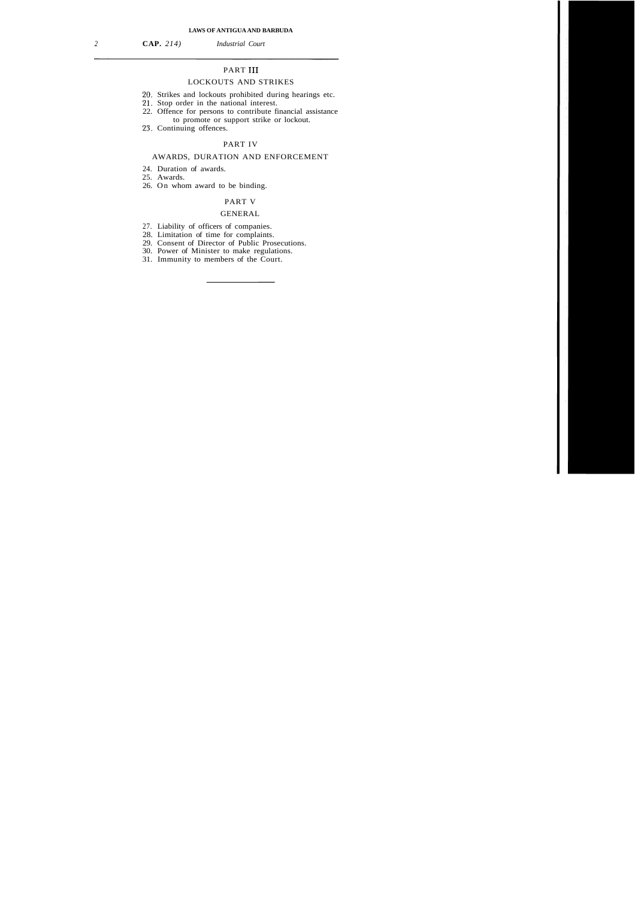## PART III

### LOCKOUTS AND STRIKES

20. Strikes and lockouts prohibited during hearings etc.
21. Stop order in the national interest.
22. Offence for persons to contribute financial assistance to promote or support strike or lockout.
23. Continuing offences.

## PART IV

### AWARDS, DURATION AND ENFORCEMENT

24. Duration of awards.
25. Awards.
26. On whom award to be binding.

## PART V

### GENERAL

27. Liability of officers of companies.
28. Limitation of time for complaints.
29. Consent of Director of Public Prosecutions.
30. Power of Minister to make regulations.
31. Immunity to members of the Court.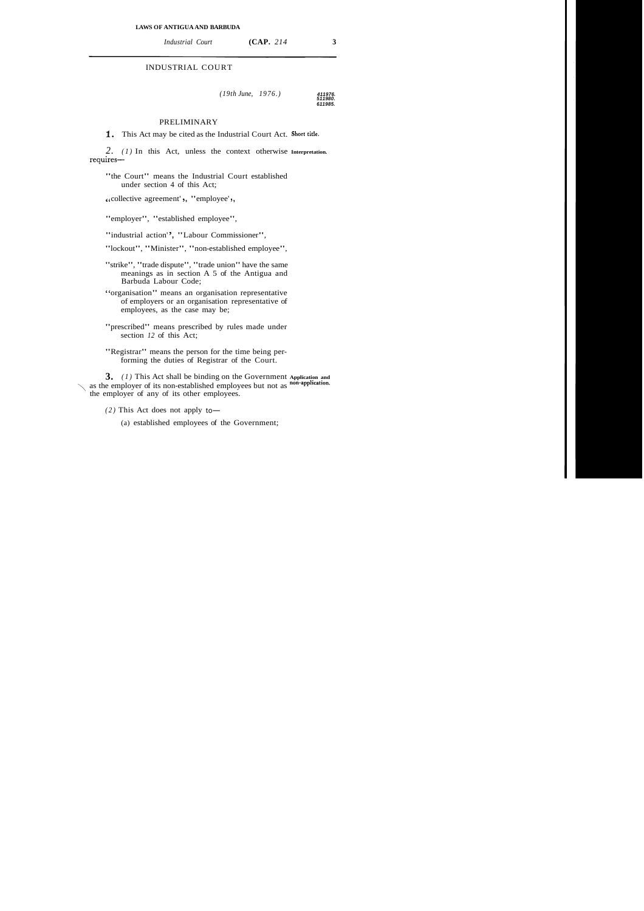# INDUSTRIAL COURT

*(19th June, 1976.)*

*4/1976. 5/1980. 6/1985.*

## PRELIMINARY

**1.** This Act may be cited as the Industrial Court Act. Short title.

**2.** *(1)* In this Act, unless the context otherwise requires— Interpretation.

"the Court" means the Industrial Court established under section 4 of this Act;

"collective agreement", "employee",

"employer", "established employee",

"industrial action", "Labour Commissioner",

"lockout", "Minister", "non-established employee",

"strike", "trade dispute", "trade union" have the same meanings as in section A 5 of the Antigua and Barbuda Labour Code;

"organisation" means an organisation representative of employers or an organisation representative of employees, as the case may be;

"prescribed" means prescribed by rules made under section *12* of this Act;

"Registrar" means the person for the time being performing the duties of Registrar of the Court.

**3.** *(1)* This Act shall be binding on the Government as the employer of its non-established employees but not as the employer of any of its other employees. Application and non-application.

*(2)* This Act does not apply to—

(a) established employees of the Government;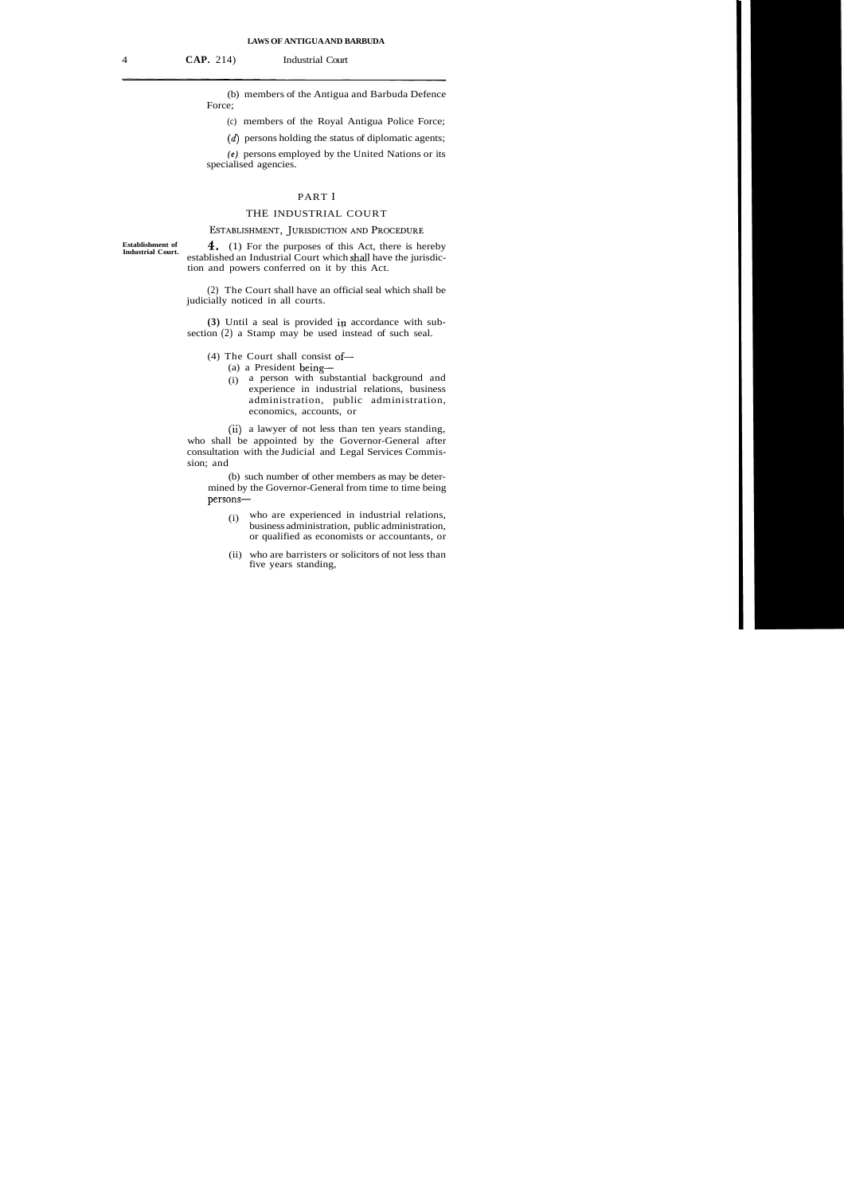(b) members of the Antigua and Barbuda Defence Force;

(c) members of the Royal Antigua Police Force;

(*d*) persons holding the status of diplomatic agents;

*(e)* persons employed by the United Nations or its specialised agencies.

## PART I

## THE INDUSTRIAL COURT

### ESTABLISHMENT, JURISDICTION AND PROCEDURE

**Establishment of Industrial Court.**

**4.** (1) For the purposes of this Act, there is hereby established an Industrial Court which shall have the jurisdiction and powers conferred on it by this Act.

(2) The Court shall have an official seal which shall be judicially noticed in all courts.

**(3)** Until a seal is provided in accordance with sub-section (2) a Stamp may be used instead of such seal.

(4) The Court shall consist of—

(a) a President being—

(i) a person with substantial background and experience in industrial relations, business administration, public administration, economics, accounts, or

(ii) a lawyer of not less than ten years standing,

who shall be appointed by the Governor-General after consultation with the Judicial and Legal Services Commission; and

(b) such number of other members as may be determined by the Governor-General from time to time being persons—

(i) who are experienced in industrial relations, business administration, public administration, or qualified as economists or accountants, or

(ii) who are barristers or solicitors of not less than five years standing,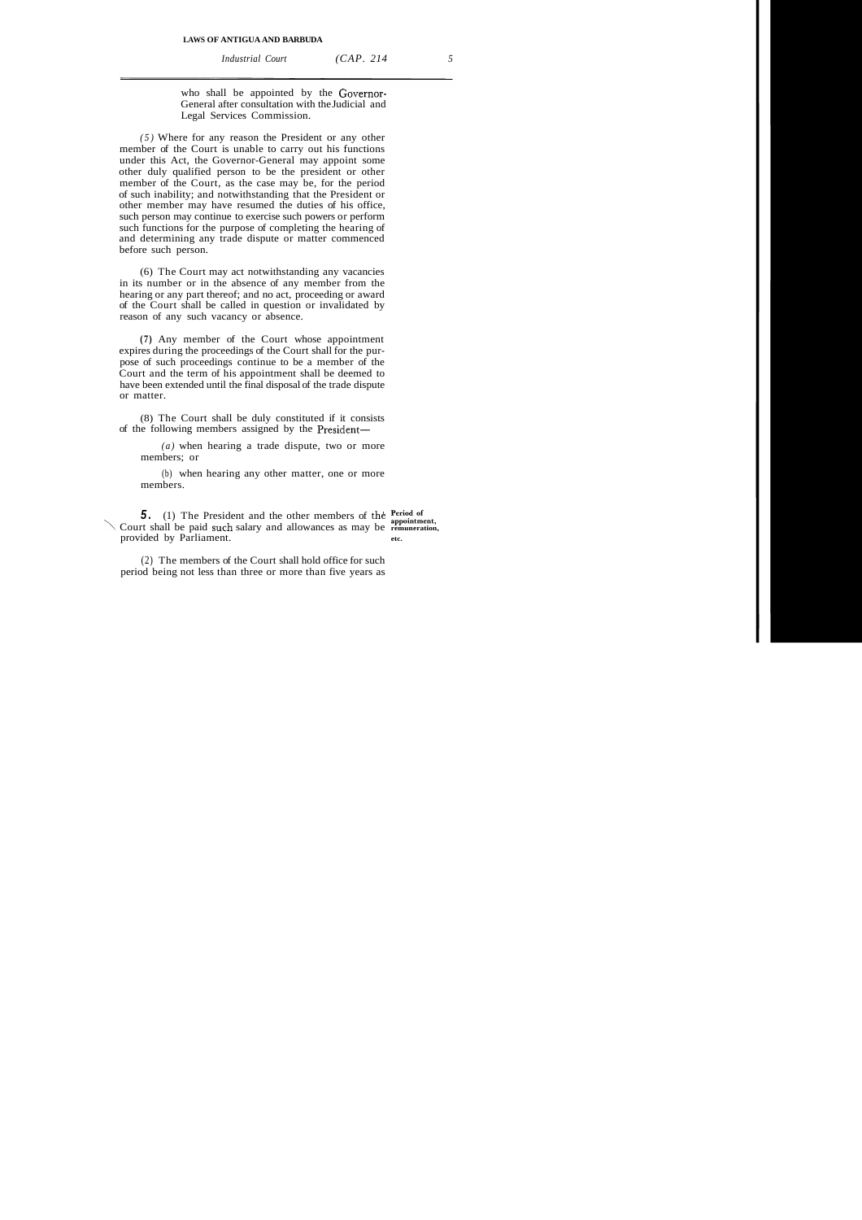who shall be appointed by the Governor-General after consultation with the Judicial and Legal Services Commission.

*(5)* Where for any reason the President or any other member of the Court is unable to carry out his functions under this Act, the Governor-General may appoint some other duly qualified person to be the president or other member of the Court, as the case may be, for the period of such inability; and notwithstanding that the President or other member may have resumed the duties of his office, such person may continue to exercise such powers or perform such functions for the purpose of completing the hearing of and determining any trade dispute or matter commenced before such person.

(6) The Court may act notwithstanding any vacancies in its number or in the absence of any member from the hearing or any part thereof; and no act, proceeding or award of the Court shall be called in question or invalidated by reason of any such vacancy or absence.

(7) Any member of the Court whose appointment expires during the proceedings of the Court shall for the purpose of such proceedings continue to be a member of the Court and the term of his appointment shall be deemed to have been extended until the final disposal of the trade dispute or matter.

(8) The Court shall be duly constituted if it consists of the following members assigned by the President—

*(a)* when hearing a trade dispute, two or more members; or

(b) when hearing any other matter, one or more members.

**Period of appointment, remuneration, etc.**

**5.** (1) The President and the other members of the Court shall be paid such salary and allowances as may be provided by Parliament.

(2) The members of the Court shall hold office for such period being not less than three or more than five years as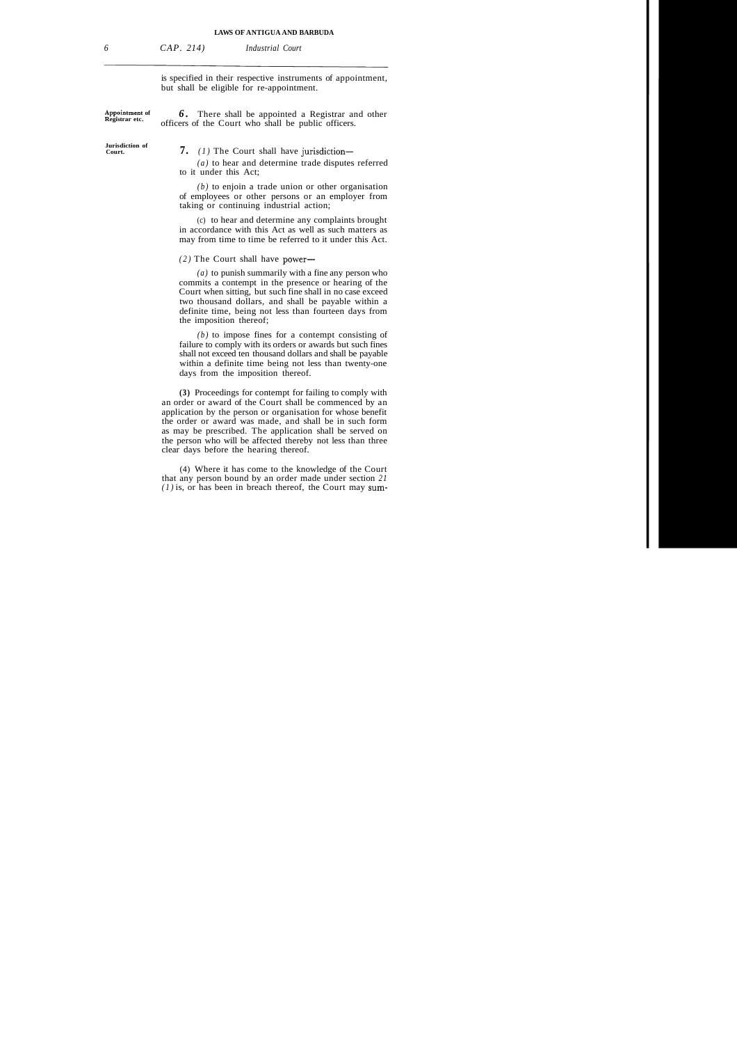is specified in their respective instruments of appointment, but shall be eligible for re-appointment.

**Appointment of Registrar etc.**

**6.** There shall be appointed a Registrar and other officers of the Court who shall be public officers.

**Jurisdiction of Court.**

**7.** *(1)* The Court shall have jurisdiction—

*(a)* to hear and determine trade disputes referred to it under this Act;

*(b)* to enjoin a trade union or other organisation of employees or other persons or an employer from taking or continuing industrial action;

(c) to hear and determine any complaints brought in accordance with this Act as well as such matters as may from time to time be referred to it under this Act.

*(2)* The Court shall have power—

*(a)* to punish summarily with a fine any person who commits a contempt in the presence or hearing of the Court when sitting, but such fine shall in no case exceed two thousand dollars, and shall be payable within a definite time, being not less than fourteen days from the imposition thereof;

*(b)* to impose fines for a contempt consisting of failure to comply with its orders or awards but such fines shall not exceed ten thousand dollars and shall be payable within a definite time being not less than twenty-one days from the imposition thereof.

**(3)** Proceedings for contempt for failing to comply with an order or award of the Court shall be commenced by an application by the person or organisation for whose benefit the order or award was made, and shall be in such form as may be prescribed. The application shall be served on the person who will be affected thereby not less than three clear days before the hearing thereof.

(4) Where it has come to the knowledge of the Court that any person bound by an order made under section *21 (1)* is, or has been in breach thereof, the Court may sum-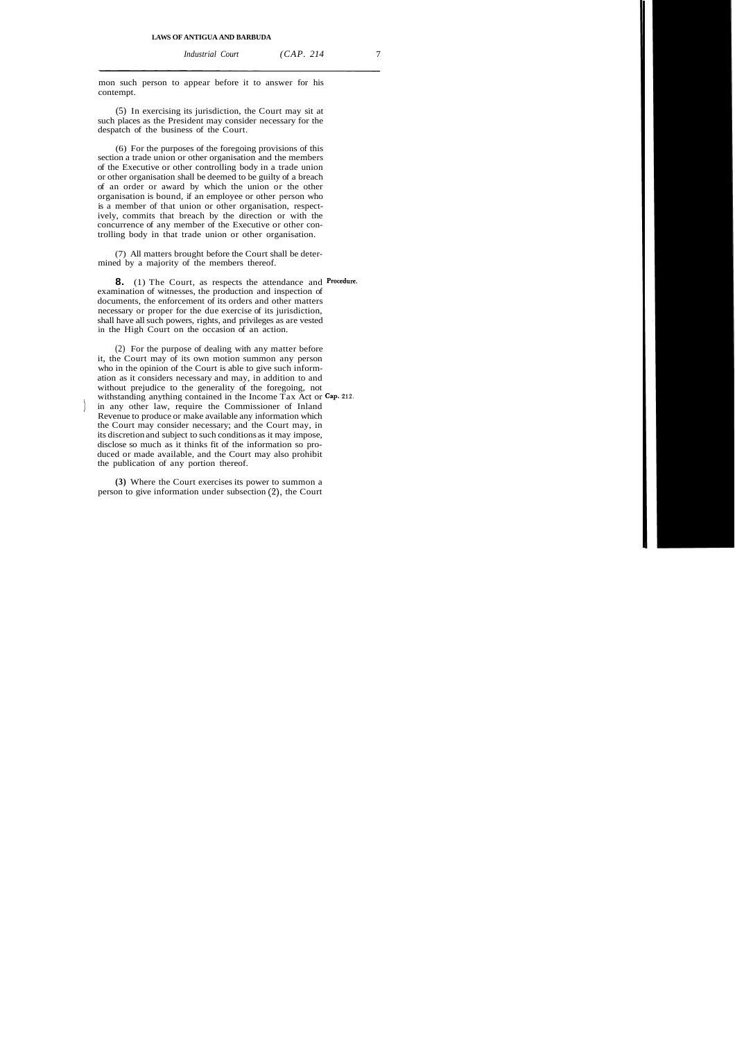mon such person to appear before it to answer for his contempt.

(5) In exercising its jurisdiction, the Court may sit at such places as the President may consider necessary for the despatch of the business of the Court.

(6) For the purposes of the foregoing provisions of this section a trade union or other organisation and the members of the Executive or other controlling body in a trade union or other organisation shall be deemed to be guilty of a breach of an order or award by which the union or the other organisation is bound, if an employee or other person who is a member of that union or other organisation, respectively, commits that breach by the direction or with the concurrence of any member of the Executive or other controlling body in that trade union or other organisation.

(7) All matters brought before the Court shall be determined by a majority of the members thereof.

**8.** (1) The Court, as respects the attendance and examination of witnesses, the production and inspection of documents, the enforcement of its orders and other matters necessary or proper for the due exercise of its jurisdiction, shall have all such powers, rights, and privileges as are vested in the High Court on the occasion of an action.

**Procedure.**

(2) For the purpose of dealing with any matter before it, the Court may of its own motion summon any person who in the opinion of the Court is able to give such information as it considers necessary and may, in addition to and without prejudice to the generality of the foregoing, notwithstanding anything contained in the Income Tax Act or in any other law, require the Commissioner of Inland Revenue to produce or make available any information which the Court may consider necessary; and the Court may, in its discretion and subject to such conditions as it may impose, disclose so much as it thinks fit of the information so produced or made available, and the Court may also prohibit the publication of any portion thereof.

**Cap. 212.**

**(3)** Where the Court exercises its power to summon a person to give information under subsection (2), the Court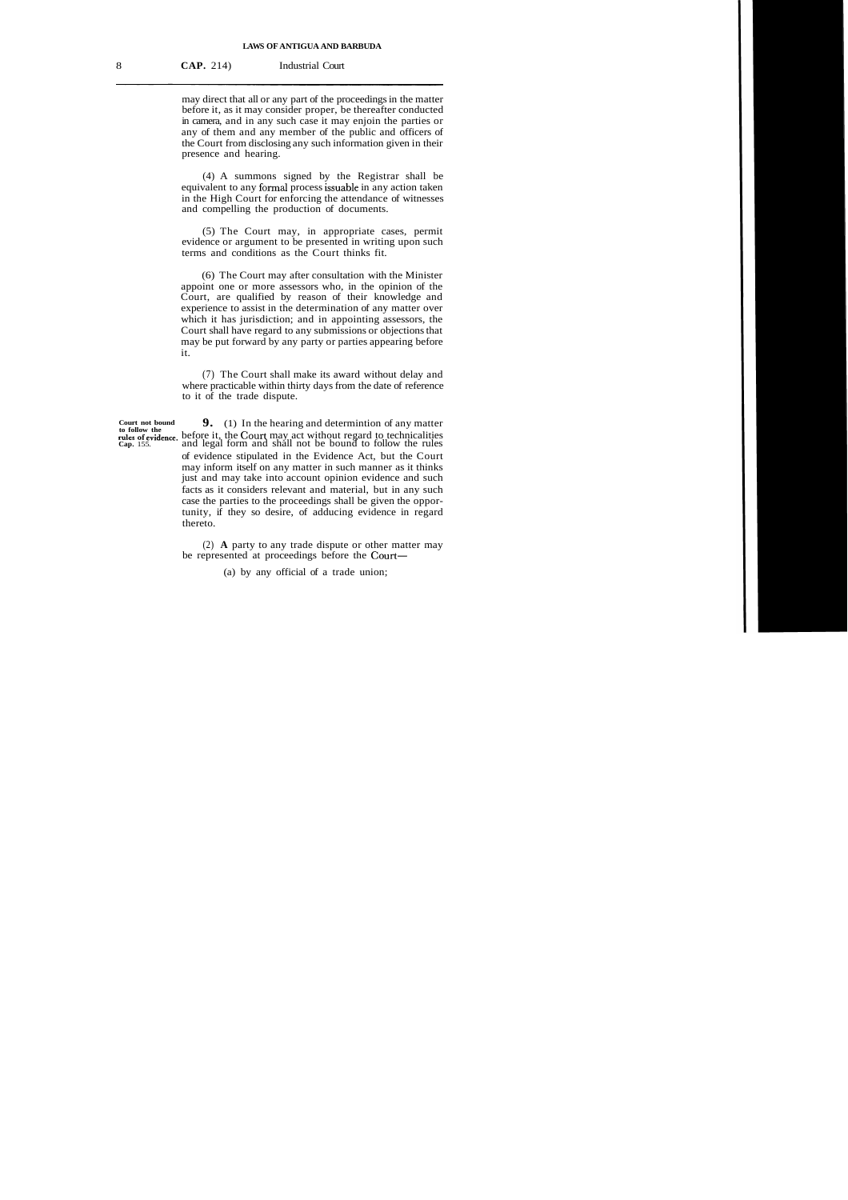may direct that all or any part of the proceedings in the matter before it, as it may consider proper, be thereafter conducted in camera, and in any such case it may enjoin the parties or any of them and any member of the public and officers of the Court from disclosing any such information given in their presence and hearing.

(4) A summons signed by the Registrar shall be equivalent to any formal process issuable in any action taken in the High Court for enforcing the attendance of witnesses and compelling the production of documents.

(5) The Court may, in appropriate cases, permit evidence or argument to be presented in writing upon such terms and conditions as the Court thinks fit.

(6) The Court may after consultation with the Minister appoint one or more assessors who, in the opinion of the Court, are qualified by reason of their knowledge and experience to assist in the determination of any matter over which it has jurisdiction; and in appointing assessors, the Court shall have regard to any submissions or objections that may be put forward by any party or parties appearing before it.

(7) The Court shall make its award without delay and where practicable within thirty days from the date of reference to it of the trade dispute.

**Court not bound to follow the rules of evidence. Cap. 155.**

**9.** (1) In the hearing and determintion of any matter before it, the Court may act without regard to technicalities and legal form and shall not be bound to follow the rules of evidence stipulated in the Evidence Act, but the Court may inform itself on any matter in such manner as it thinks just and may take into account opinion evidence and such facts as it considers relevant and material, but in any such case the parties to the proceedings shall be given the opportunity, if they so desire, of adducing evidence in regard thereto.

(2) A party to any trade dispute or other matter may be represented at proceedings before the Court—

(a) by any official of a trade union;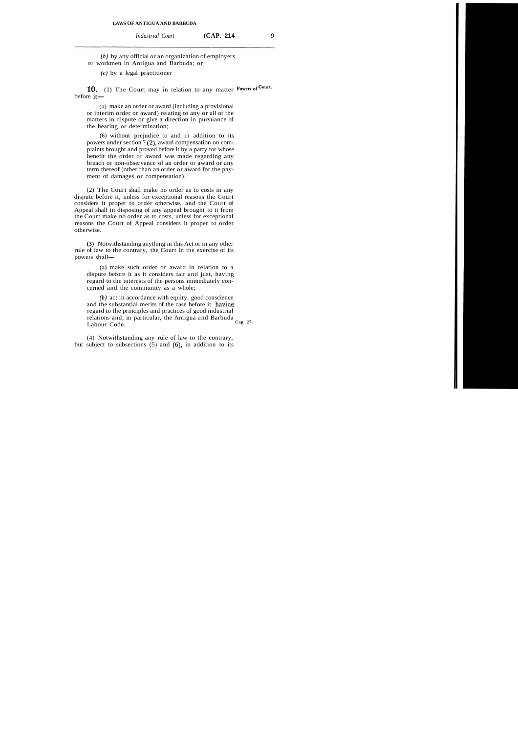*(b)* by any official or an organization of employers or workmen in Antigua and Barbuda; or

*(c)* by a legal practitioner

**10.** (1) The Court may in relation to any matter before it— **Powers of Court.**

(a) make an order or award (including a provisional or interim order or award) relating to any or all of the matters in dispute or give a direction in pursuance of the hearing or determination;

(6) without prejudice to and in addition to its powers under section 7 (2), award compensation on complaints brought and proved before it by a party for whose benefit the order or award was made regarding any breach or non-observance of an order or award or any term thereof (other than an order or award for the payment of damages or compensation).

(2) The Court shall make no order as to costs in any dispute before it, unless for exceptional reasons the Court considers it proper to order otherwise, and the Court of Appeal shall in disposing of any appeal brought to it from the Court make no order as to costs, unless for exceptional reasons the Court of Appeal considers it proper to order otherwise.

**(3)** Notwithstanding anything in this Act or in any other rule of law to the contrary, the Court in the exercise of its powers shall—

(a) make such order or award in relation to a dispute before it as it considers fair and just, having regard to the interests of the persons immediately concerned and the community as a whole;

*(b)* act in accordance with equity, good conscience and the substantial merits of the case before it. having regard to the principles and practices of good industrial relations and, in particular, the Antigua and Barbuda Labour Code. **Cap. 27.**

(4) Notwithstanding any rule of law to the contrary, but subject to subsections (5) and (6), in addition to its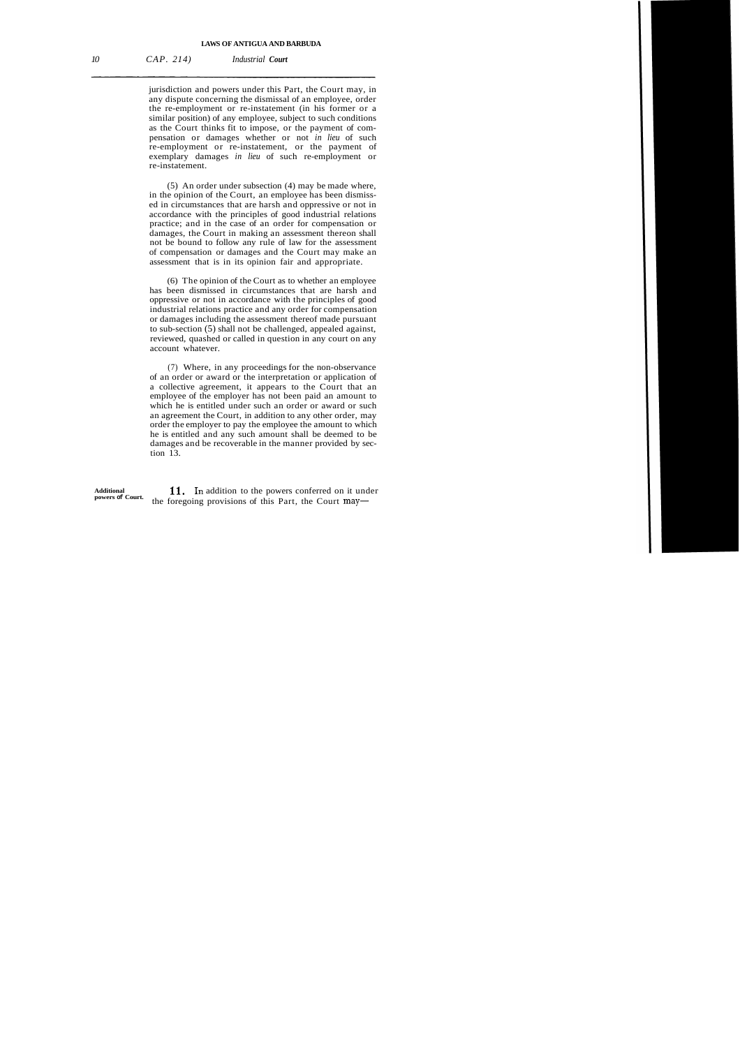jurisdiction and powers under this Part, the Court may, in any dispute concerning the dismissal of an employee, order the re-employment or re-instatement (in his former or a similar position) of any employee, subject to such conditions as the Court thinks fit to impose, or the payment of compensation or damages whether or not *in lieu* of such re-employment or re-instatement, or the payment of exemplary damages *in lieu* of such re-employment or re-instatement.

(5) An order under subsection (4) may be made where, in the opinion of the Court, an employee has been dismissed in circumstances that are harsh and oppressive or not in accordance with the principles of good industrial relations practice; and in the case of an order for compensation or damages, the Court in making an assessment thereon shall not be bound to follow any rule of law for the assessment of compensation or damages and the Court may make an assessment that is in its opinion fair and appropriate.

(6) The opinion of the Court as to whether an employee has been dismissed in circumstances that are harsh and oppressive or not in accordance with the principles of good industrial relations practice and any order for compensation or damages including the assessment thereof made pursuant to sub-section (5) shall not be challenged, appealed against, reviewed, quashed or called in question in any court on any account whatever.

(7) Where, in any proceedings for the non-observance of an order or award or the interpretation or application of a collective agreement, it appears to the Court that an employee of the employer has not been paid an amount to which he is entitled under such an order or award or such an agreement the Court, in addition to any other order, may order the employer to pay the employee the amount to which he is entitled and any such amount shall be deemed to be damages and be recoverable in the manner provided by section 13.

**Additional powers of Court.**

**11.** In addition to the powers conferred on it under the foregoing provisions of this Part, the Court may—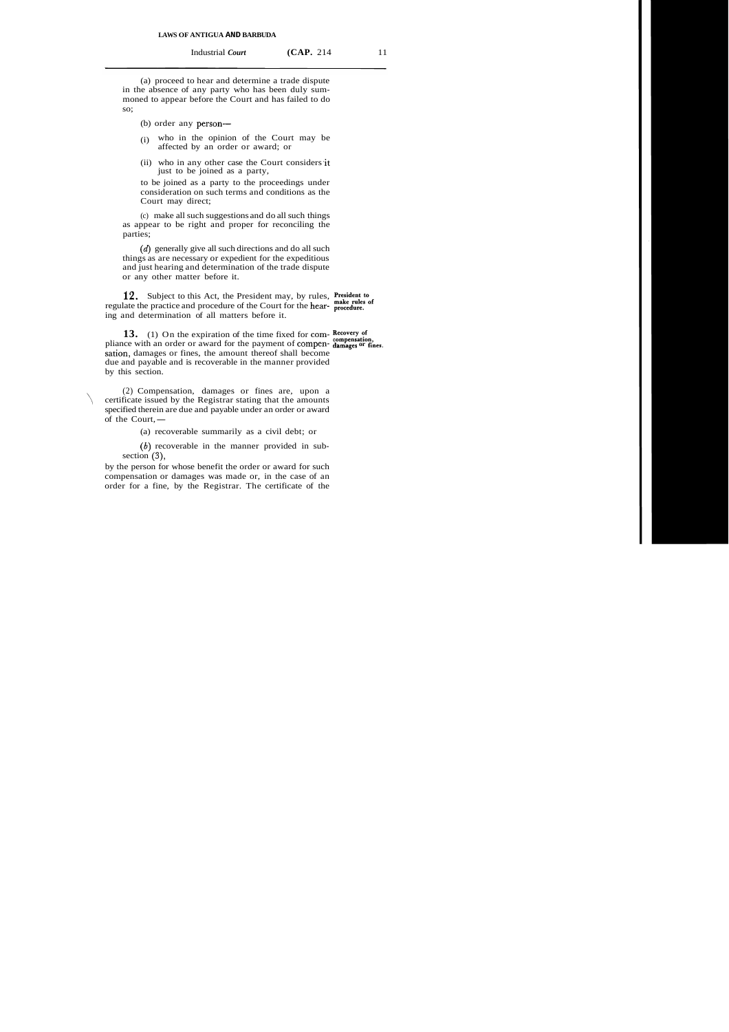(a) proceed to hear and determine a trade dispute in the absence of any party who has been duly summoned to appear before the Court and has failed to do so;

(b) order any person—

(i) who in the opinion of the Court may be affected by an order or award; or

(ii) who in any other case the Court considers it just to be joined as a party,

to be joined as a party to the proceedings under consideration on such terms and conditions as the Court may direct;

(c) make all such suggestions and do all such things as appear to be right and proper for reconciling the parties;

(*d*) generally give all such directions and do all such things as are necessary or expedient for the expeditious and just hearing and determination of the trade dispute or any other matter before it.

**President to make rules of procedure.**

**12.** Subject to this Act, the President may, by rules, regulate the practice and procedure of the Court for the hearing and determination of all matters before it.

**Recovery of compensation, damages or fines.**

**13.** (1) On the expiration of the time fixed for compliance with an order or award for the payment of compensation, damages or fines, the amount thereof shall become due and payable and is recoverable in the manner provided by this section.

(2) Compensation, damages or fines are, upon a certificate issued by the Registrar stating that the amounts specified therein are due and payable under an order or award of the Court,—

(a) recoverable summarily as a civil debt; or

(*b*) recoverable in the manner provided in subsection (3),

by the person for whose benefit the order or award for such compensation or damages was made or, in the case of an order for a fine, by the Registrar. The certificate of the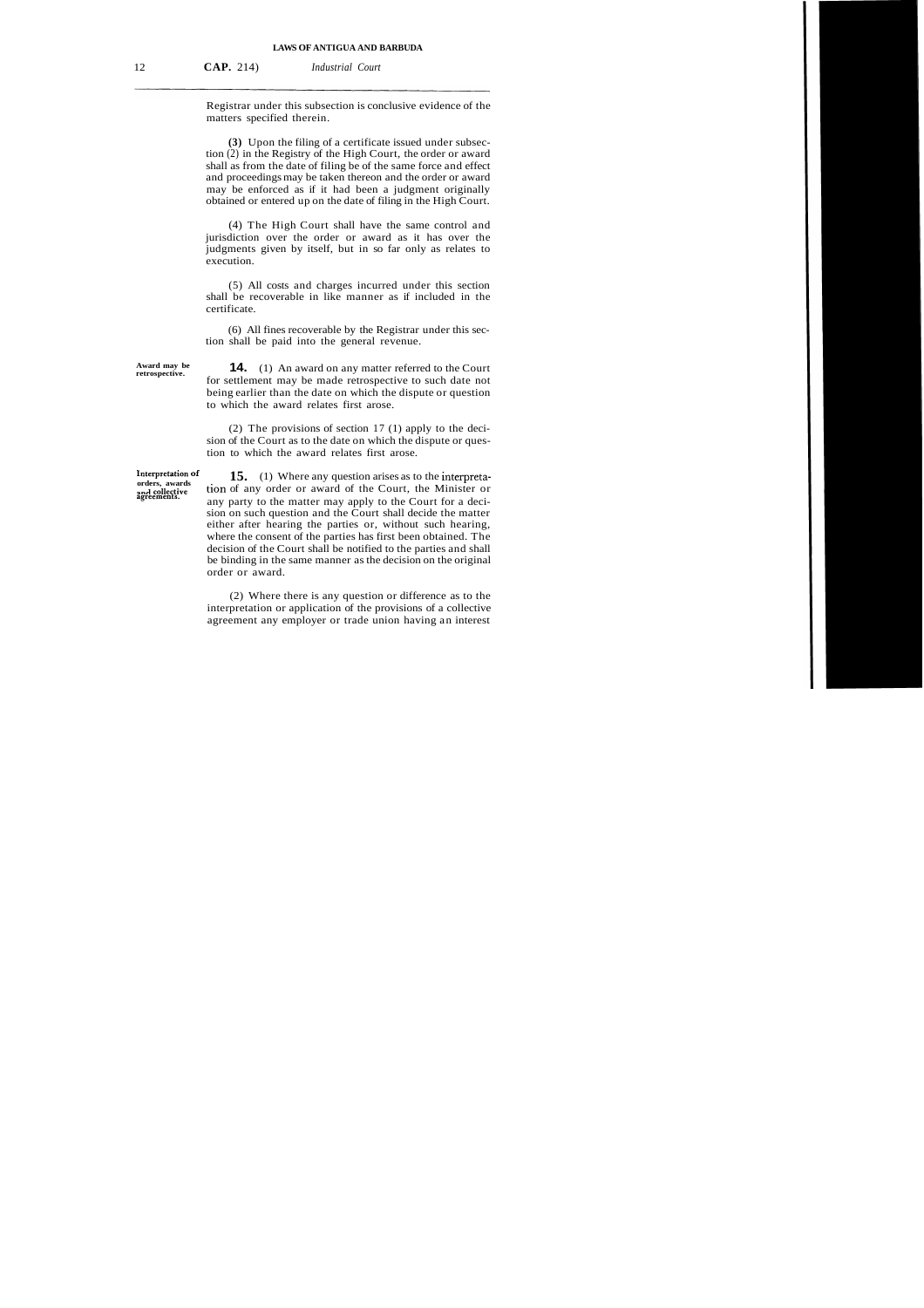Registrar under this subsection is conclusive evidence of the matters specified therein.

**(3)** Upon the filing of a certificate issued under subsection (2) in the Registry of the High Court, the order or award shall as from the date of filing be of the same force and effect and proceedings may be taken thereon and the order or award may be enforced as if it had been a judgment originally obtained or entered up on the date of filing in the High Court.

(4) The High Court shall have the same control and jurisdiction over the order or award as it has over the judgments given by itself, but in so far only as relates to execution.

(5) All costs and charges incurred under this section shall be recoverable in like manner as if included in the certificate.

(6) All fines recoverable by the Registrar under this section shall be paid into the general revenue.

**Award may be retrospective.**

**14.** (1) An award on any matter referred to the Court for settlement may be made retrospective to such date not being earlier than the date on which the dispute or question to which the award relates first arose.

(2) The provisions of section 17 (1) apply to the decision of the Court as to the date on which the dispute or question to which the award relates first arose.

**Interpretation of orders, awards and collective agreements.**

**15.** (1) Where any question arises as to the interpretation of any order or award of the Court, the Minister or any party to the matter may apply to the Court for a decision on such question and the Court shall decide the matter either after hearing the parties or, without such hearing, where the consent of the parties has first been obtained. The decision of the Court shall be notified to the parties and shall be binding in the same manner as the decision on the original order or award.

(2) Where there is any question or difference as to the interpretation or application of the provisions of a collective agreement any employer or trade union having an interest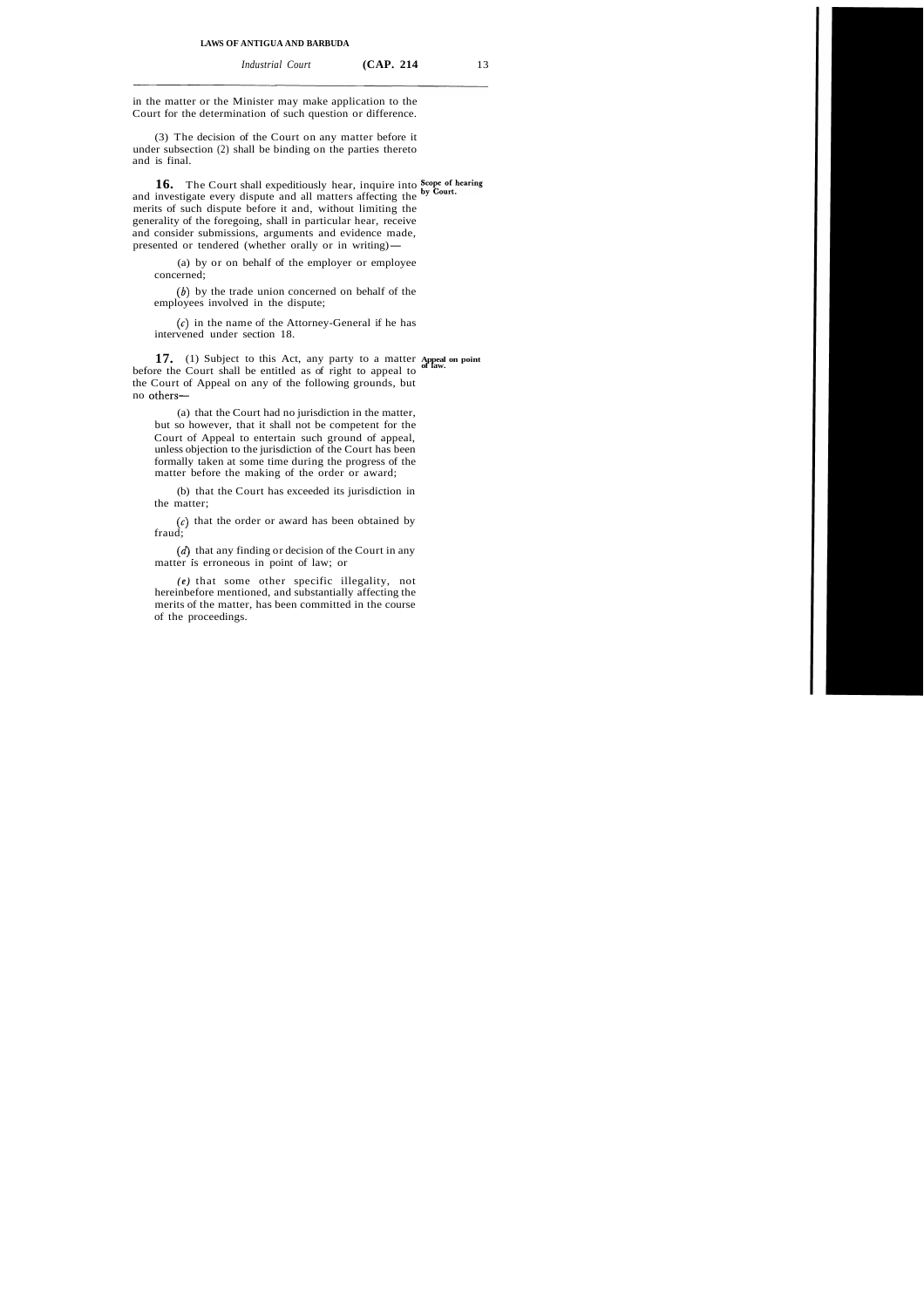in the matter or the Minister may make application to the Court for the determination of such question or difference.

(3) The decision of the Court on any matter before it under subsection (2) shall be binding on the parties thereto and is final.

**16.** The Court shall expeditiously hear, inquire into and investigate every dispute and all matters affecting the merits of such dispute before it and, without limiting the generality of the foregoing, shall in particular hear, receive and consider submissions, arguments and evidence made, presented or tendered (whether orally or in writing)—

**Scope of hearing by Court.**

(a) by or on behalf of the employer or employee concerned;

(*b*) by the trade union concerned on behalf of the employees involved in the dispute;

(*c*) in the name of the Attorney-General if he has intervened under section 18.

**17.** (1) Subject to this Act, any party to a matter before the Court shall be entitled as of right to appeal to the Court of Appeal on any of the following grounds, but no others—

**Appeal on point of law.**

(a) that the Court had no jurisdiction in the matter, but so however, that it shall not be competent for the Court of Appeal to entertain such ground of appeal, unless objection to the jurisdiction of the Court has been formally taken at some time during the progress of the matter before the making of the order or award;

(b) that the Court has exceeded its jurisdiction in the matter;

(*c*) that the order or award has been obtained by fraud;

(*d*) that any finding or decision of the Court in any matter is erroneous in point of law; or

(*e*) that some other specific illegality, not hereinbefore mentioned, and substantially affecting the merits of the matter, has been committed in the course of the proceedings.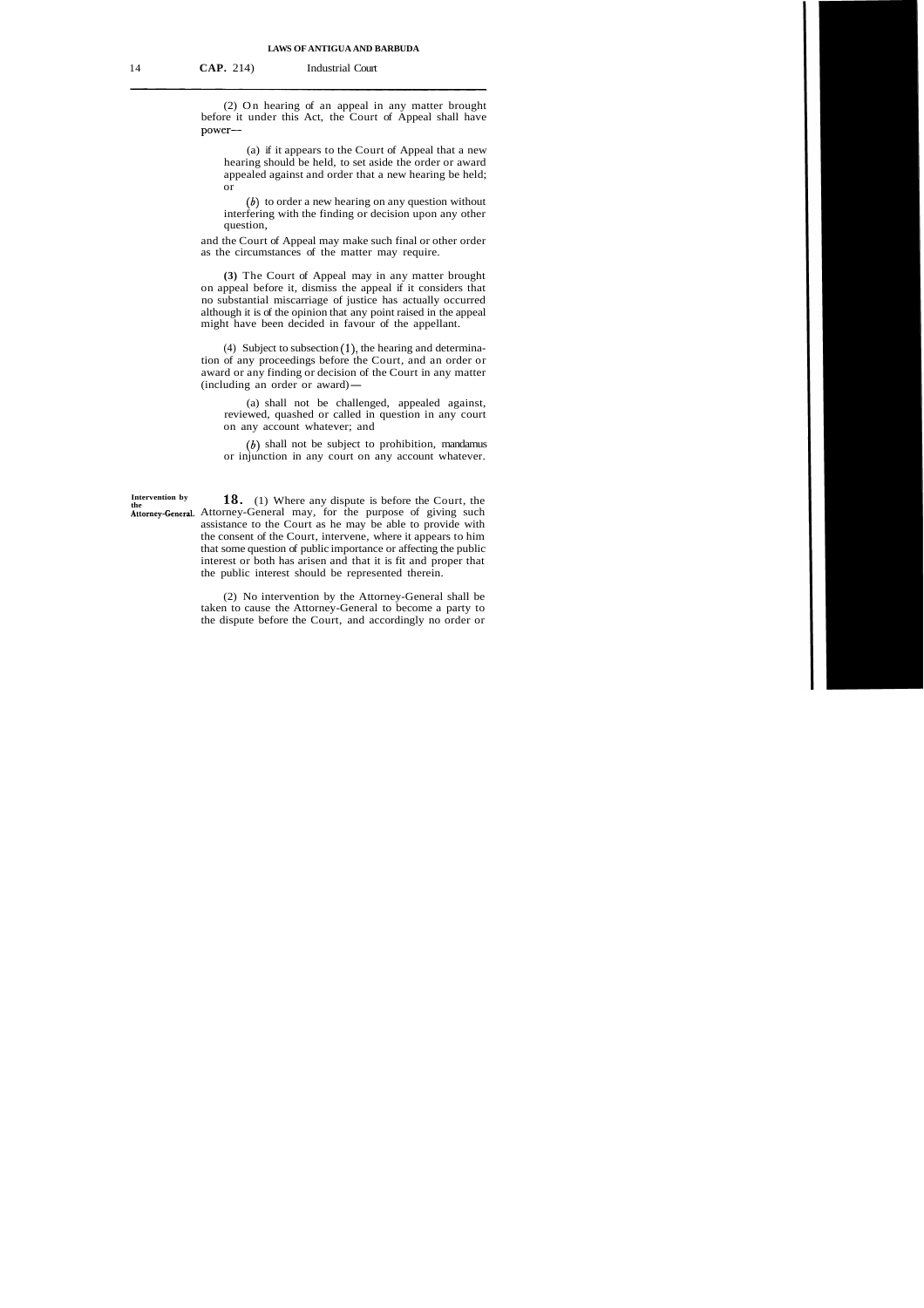(2) On hearing of an appeal in any matter brought before it under this Act, the Court of Appeal shall have power—

(a) if it appears to the Court of Appeal that a new hearing should be held, to set aside the order or award appealed against and order that a new hearing be held; or

(*b*) to order a new hearing on any question without interfering with the finding or decision upon any other question,

and the Court of Appeal may make such final or other order as the circumstances of the matter may require.

**(3)** The Court of Appeal may in any matter brought on appeal before it, dismiss the appeal if it considers that no substantial miscarriage of justice has actually occurred although it is of the opinion that any point raised in the appeal might have been decided in favour of the appellant.

(4) Subject to subsection (1), the hearing and determination of any proceedings before the Court, and an order or award or any finding or decision of the Court in any matter (including an order or award)—

(a) shall not be challenged, appealed against, reviewed, quashed or called in question in any court on any account whatever; and

(*b*) shall not be subject to prohibition, mandamus or injunction in any court on any account whatever.

**Intervention by the Attorney-General.**

**18.** (1) Where any dispute is before the Court, the Attorney-General may, for the purpose of giving such assistance to the Court as he may be able to provide with the consent of the Court, intervene, where it appears to him that some question of public importance or affecting the public interest or both has arisen and that it is fit and proper that the public interest should be represented therein.

(2) No intervention by the Attorney-General shall be taken to cause the Attorney-General to become a party to the dispute before the Court, and accordingly no order or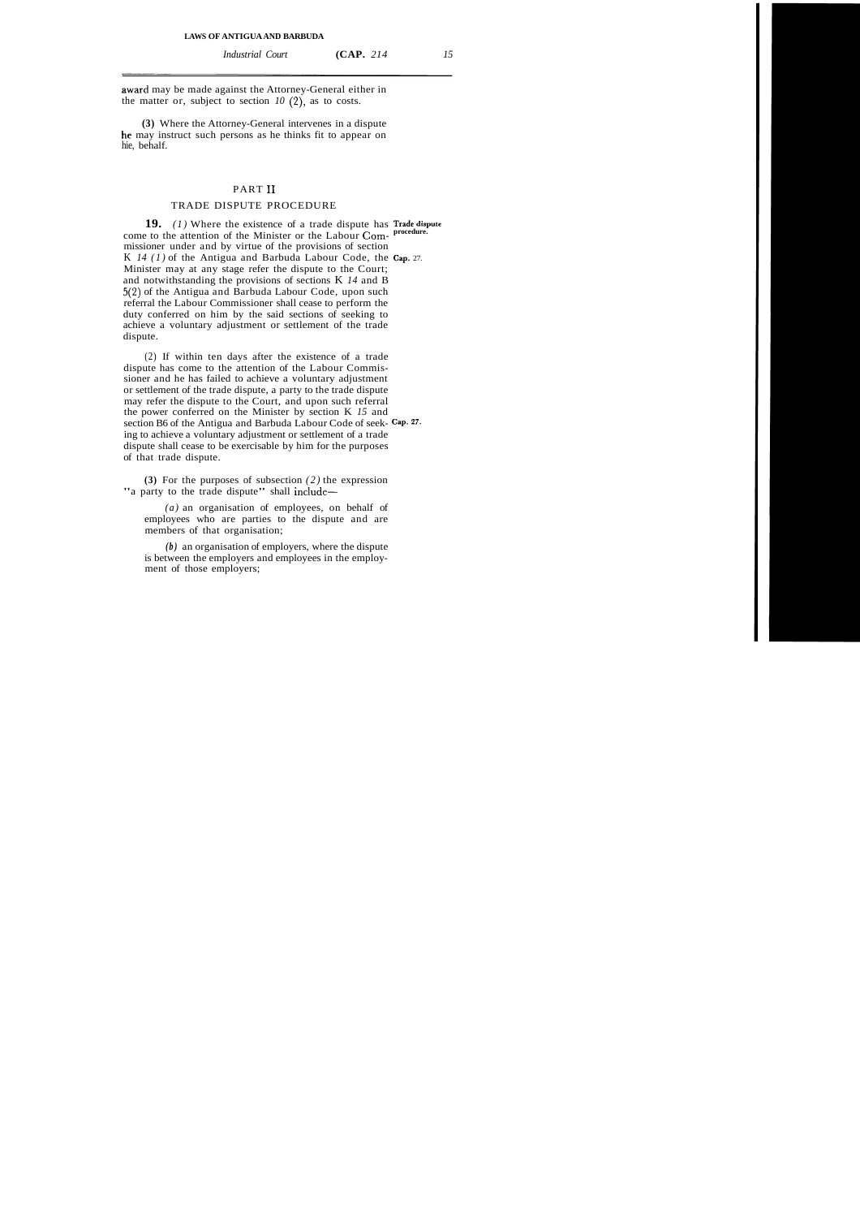award may be made against the Attorney-General either in the matter or, subject to section *10* (2), as to costs.

**(3)** Where the Attorney-General intervenes in a dispute he may instruct such persons as he thinks fit to appear on hie, behalf.

## PART II

### TRADE DISPUTE PROCEDURE

**Trade dispute procedure.**

**19.** *(1)* Where the existence of a trade dispute has come to the attention of the Minister or the Labour Commissioner under and by virtue of the provisions of section K *14 (1)* of the Antigua and Barbuda Labour Code, the Minister may at any stage refer the dispute to the Court; and notwithstanding the provisions of sections K *14* and B 5(2) of the Antigua and Barbuda Labour Code, upon such referral the Labour Commissioner shall cease to perform the duty conferred on him by the said sections of seeking to achieve a voluntary adjustment or settlement of the trade dispute.

**Cap.** 27.

(2) If within ten days after the existence of a trade dispute has come to the attention of the Labour Commissioner and he has failed to achieve a voluntary adjustment or settlement of the trade dispute, a party to the trade dispute may refer the dispute to the Court, and upon such referral the power conferred on the Minister by section K *15* and section B6 of the Antigua and Barbuda Labour Code of seeking to achieve a voluntary adjustment or settlement of a trade dispute shall cease to be exercisable by him for the purposes of that trade dispute.

**Cap. 27.**

**(3)** For the purposes of subsection *(2)* the expression "a party to the trade dispute" shall include—

*(a)* an organisation of employees, on behalf of employees who are parties to the dispute and are members of that organisation;

*(b)* an organisation of employers, where the dispute is between the employers and employees in the employment of those employers;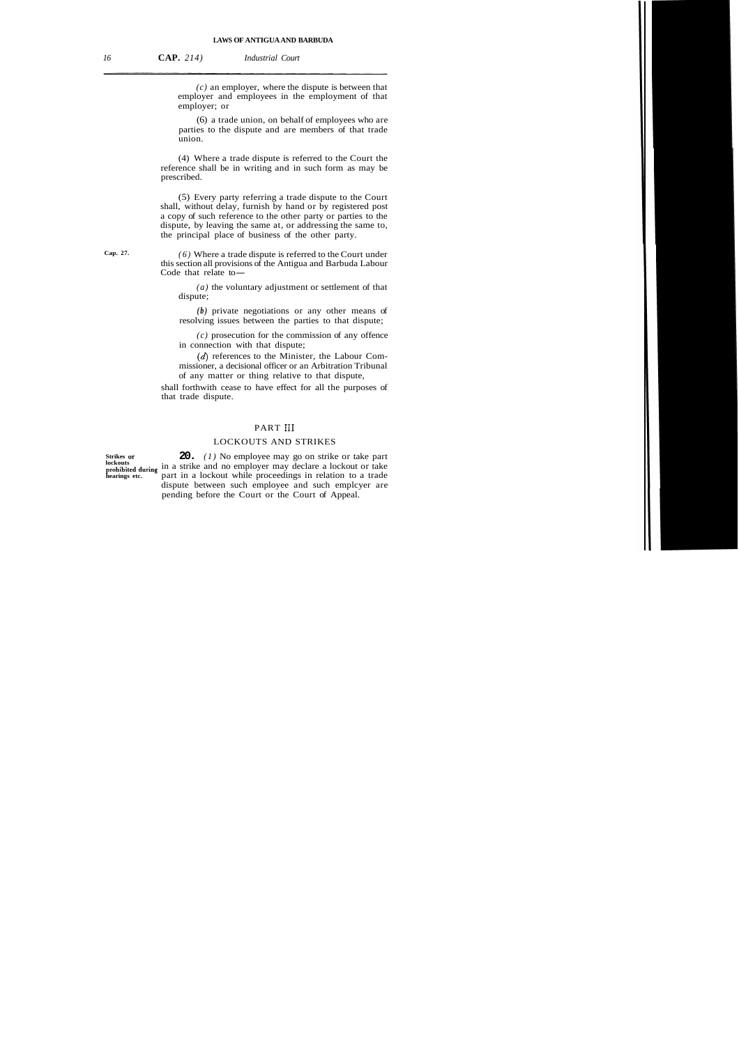(*c*) an employer, where the dispute is between that employer and employees in the employment of that employer; or

(6) a trade union, on behalf of employees who are parties to the dispute and are members of that trade union.

(4) Where a trade dispute is referred to the Court the reference shall be in writing and in such form as may be prescribed.

(5) Every party referring a trade dispute to the Court shall, without delay, furnish by hand or by registered post a copy of such reference to the other party or parties to the dispute, by leaving the same at, or addressing the same to, the principal place of business of the other party.

Cap. 27.

(*6*) Where a trade dispute is referred to the Court under this section all provisions of the Antigua and Barbuda Labour Code that relate to—

(*a*) the voluntary adjustment or settlement of that dispute;

(*b*) private negotiations or any other means of resolving issues between the parties to that dispute;

(*c*) prosecution for the commission of any offence in connection with that dispute;

(*d*) references to the Minister, the Labour Commissioner, a decisional officer or an Arbitration Tribunal of any matter or thing relative to that dispute,

shall forthwith cease to have effect for all the purposes of that trade dispute.

## PART III

## LOCKOUTS AND STRIKES

**Strikes or lockouts prohibited during hearings etc.**

**20.** (*1*) No employee may go on strike or take part in a strike and no employer may declare a lockout or take part in a lockout while proceedings in relation to a trade dispute between such employee and such emplcyer are pending before the Court or the Court of Appeal.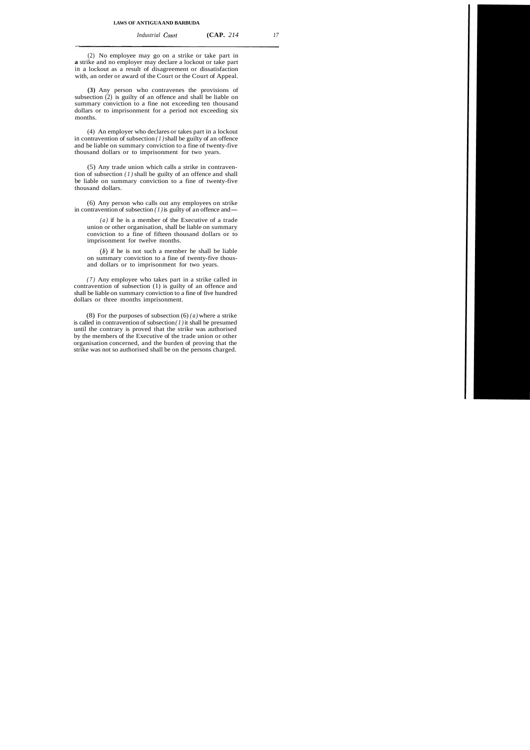(2) No employee may go on a strike or take part in **a** strike and no employer may declare a lockout or take part in a lockout as a result of disagreement or dissatisfaction with, an order or award of the Court or the Court of Appeal.

**(3)** Any person who contravenes the provisions of subsection (2) is guilty of an offence and shall be liable on summary conviction to a fine not exceeding ten thousand dollars or to imprisonment for a period not exceeding six months.

(4) An employer who declares or takes part in a lockout in contravention of subsection *(1)* shall be guilty of an offence and be liable on summary conviction to a fine of twenty-five thousand dollars or to imprisonment for two years.

(5) Any trade union which calls a strike in contravention of subsection *(1)* shall be guilty of an offence and shall be liable on summary conviction to a fine of twenty-five thousand dollars.

(6) Any person who calls out any employees on strike in contravention of subsection *(1)* is guilty of an offence and—

*(a)* if he is a member of the Executive of a trade union or other organisation, shall be liable on summary conviction to a fine of fifteen thousand dollars or to imprisonment for twelve months.

*(b)* if he is not such a member he shall be liable on summary conviction to a fine of twenty-five thousand dollars or to imprisonment for two years.

*(7)* Any employee who takes part in a strike called in contravention of subsection (1) is guilty of an offence and shall be liable on summary conviction to a fine of five hundred dollars or three months imprisonment.

(8) For the purposes of subsection (6) *(a)* where a strike is called in contravention of subsection *(1)* it shall be presumed until the contrary is proved that the strike was authorised by the members of the Executive of the trade union or other organisation concerned, and the burden of proving that the strike was not so authorised shall be on the persons charged.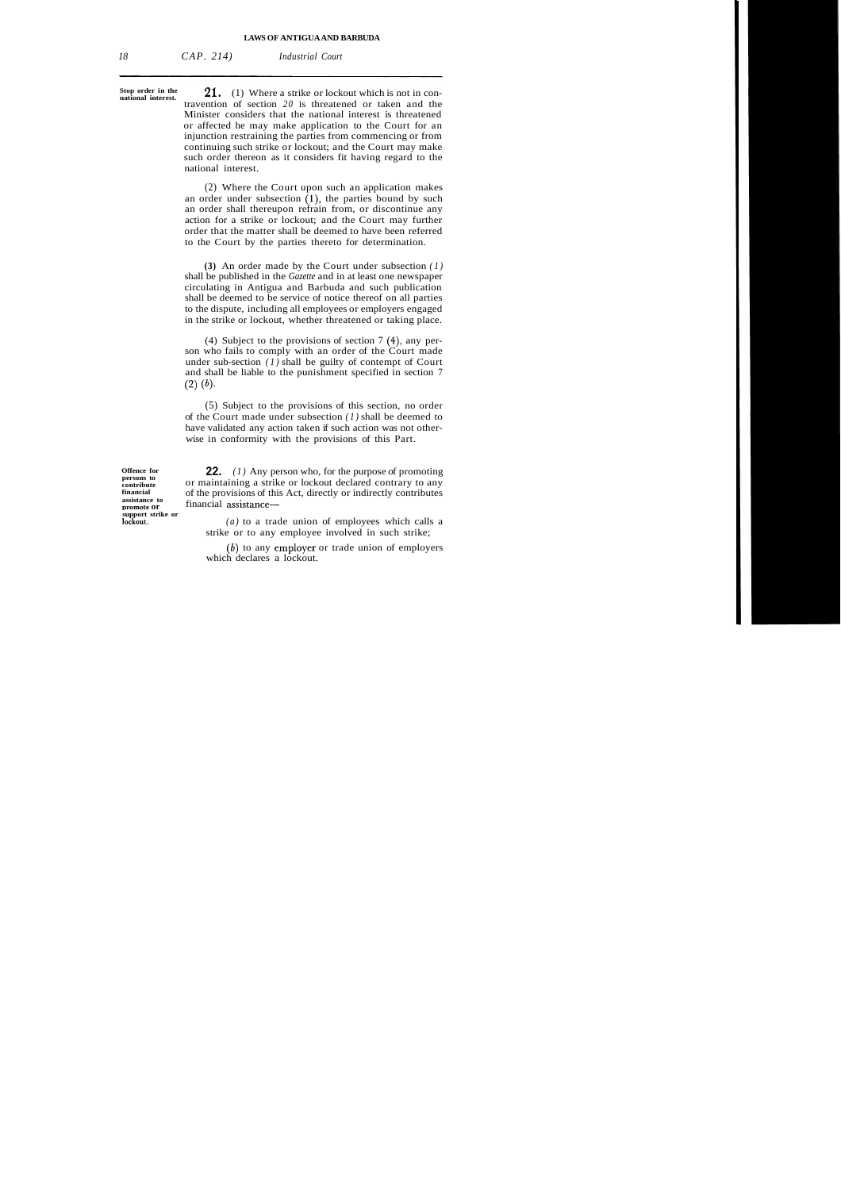**Stop order in the national interest.**

**21.** (1) Where a strike or lockout which is not in contravention of section *20* is threatened or taken and the Minister considers that the national interest is threatened or affected he may make application to the Court for an injunction restraining the parties from commencing or from continuing such strike or lockout; and the Court may make such order thereon as it considers fit having regard to the national interest.

(2) Where the Court upon such an application makes an order under subsection (1), the parties bound by such an order shall thereupon refrain from, or discontinue any action for a strike or lockout; and the Court may further order that the matter shall be deemed to have been referred to the Court by the parties thereto for determination.

**(3)** An order made by the Court under subsection *(1)* shall be published in the *Gazette* and in at least one newspaper circulating in Antigua and Barbuda and such publication shall be deemed to be service of notice thereof on all parties to the dispute, including all employees or employers engaged in the strike or lockout, whether threatened or taking place.

(4) Subject to the provisions of section 7 (4), any person who fails to comply with an order of the Court made under sub-section *(1)* shall be guilty of contempt of Court and shall be liable to the punishment specified in section 7 (2) *(b)*.

(5) Subject to the provisions of this section, no order of the Court made under subsection *(1)* shall be deemed to have validated any action taken if such action was not otherwise in conformity with the provisions of this Part.

**Offence for persons to contribute financial assistance to promote or support strike or lockout.**

**22.** *(1)* Any person who, for the purpose of promoting or maintaining a strike or lockout declared contrary to any of the provisions of this Act, directly or indirectly contributes financial assistance—

*(a)* to a trade union of employees which calls a strike or to any employee involved in such strike;

*(b)* to any employer or trade union of employers which declares a lockout.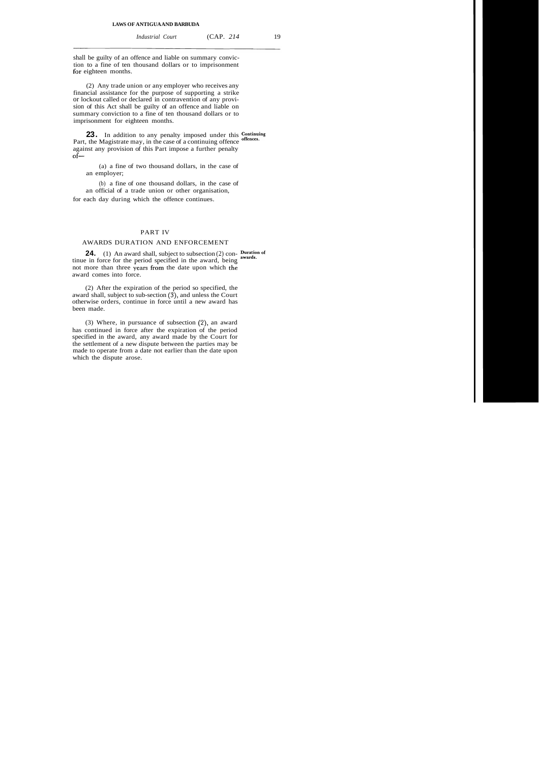shall be guilty of an offence and liable on summary conviction to a fine of ten thousand dollars or to imprisonment for eighteen months.

(2) Any trade union or any employer who receives any financial assistance for the purpose of supporting a strike or lockout called or declared in contravention of any provision of this Act shall be guilty of an offence and liable on summary conviction to a fine of ten thousand dollars or to imprisonment for eighteen months.

**Continuing offences.**

**23.** In addition to any penalty imposed under this Part, the Magistrate may, in the case of a continuing offence against any provision of this Part impose a further penalty of—

(a) a fine of two thousand dollars, in the case of an employer;

(b) a fine of one thousand dollars, in the case of an official of a trade union or other organisation,

for each day during which the offence continues.

## PART IV

## AWARDS DURATION AND ENFORCEMENT

**Duration of awards.**

**24.** (1) An award shall, subject to subsection (2) continue in force for the period specified in the award, being not more than three years from the date upon which the award comes into force.

(2) After the expiration of the period so specified, the award shall, subject to sub-section (3), and unless the Court otherwise orders, continue in force until a new award has been made.

(3) Where, in pursuance of subsection (2), an award has continued in force after the expiration of the period specified in the award, any award made by the Court for the settlement of a new dispute between the parties may be made to operate from a date not earlier than the date upon which the dispute arose.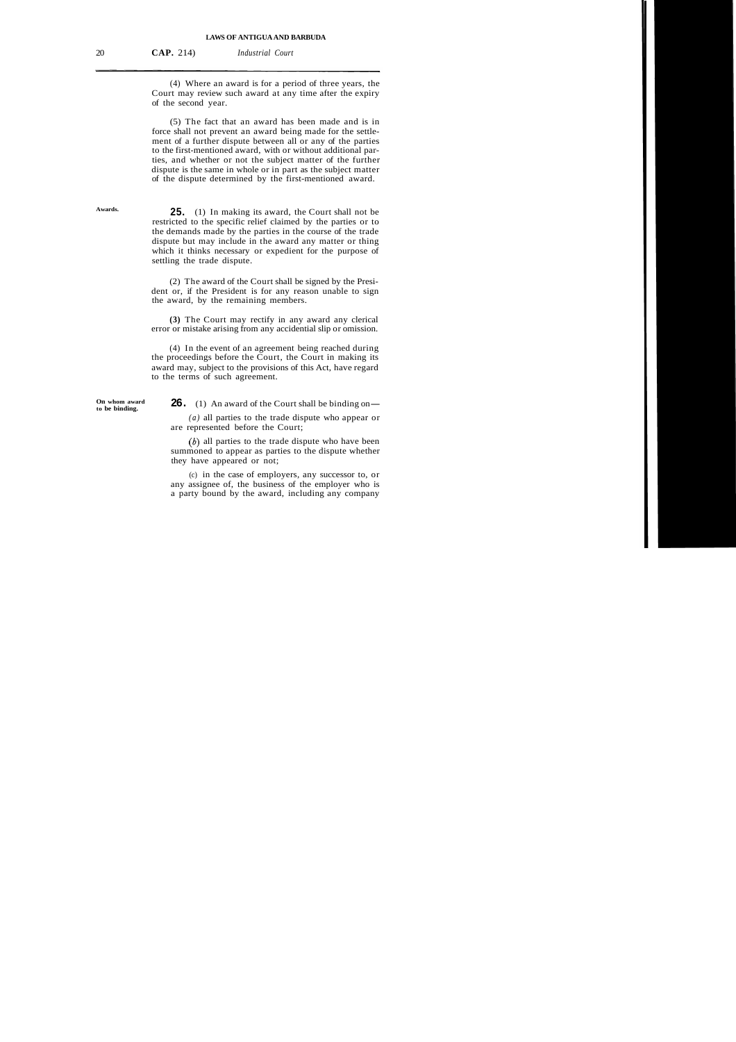(4) Where an award is for a period of three years, the Court may review such award at any time after the expiry of the second year.

(5) The fact that an award has been made and is in force shall not prevent an award being made for the settlement of a further dispute between all or any of the parties to the first-mentioned award, with or without additional parties, and whether or not the subject matter of the further dispute is the same in whole or in part as the subject matter of the dispute determined by the first-mentioned award.

**Awards.**

**25.** (1) In making its award, the Court shall not be restricted to the specific relief claimed by the parties or to the demands made by the parties in the course of the trade dispute but may include in the award any matter or thing which it thinks necessary or expedient for the purpose of settling the trade dispute.

(2) The award of the Court shall be signed by the President or, if the President is for any reason unable to sign the award, by the remaining members.

**(3)** The Court may rectify in any award any clerical error or mistake arising from any accidental slip or omission.

(4) In the event of an agreement being reached during the proceedings before the Court, the Court in making its award may, subject to the provisions of this Act, have regard to the terms of such agreement.

**On whom award to be binding.**

**26.** (1) An award of the Court shall be binding on—

*(a)* all parties to the trade dispute who appear or are represented before the Court;

*(b)* all parties to the trade dispute who have been summoned to appear as parties to the dispute whether they have appeared or not;

(c) in the case of employers, any successor to, or any assignee of, the business of the employer who is a party bound by the award, including any company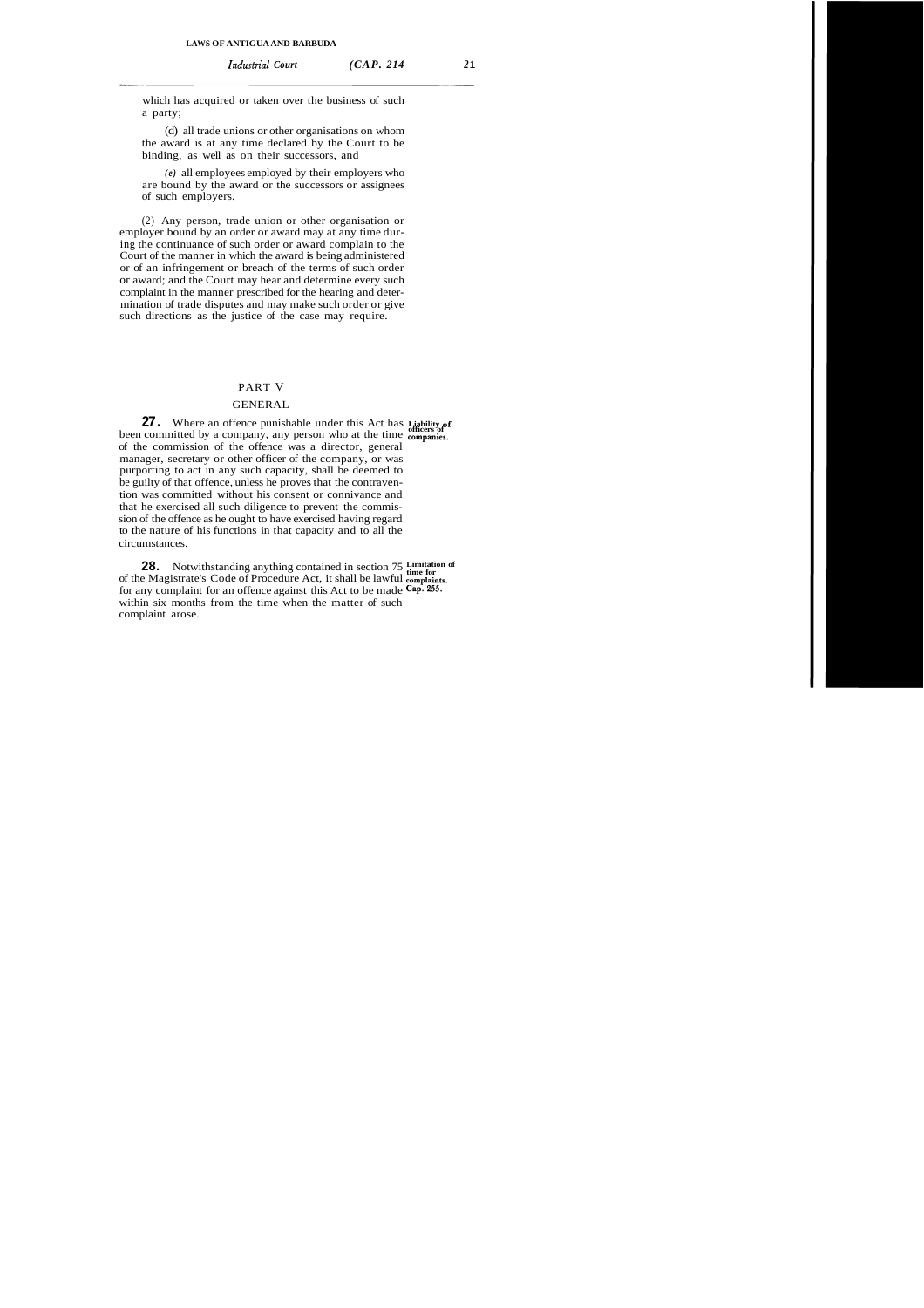which has acquired or taken over the business of such a party;

(d) all trade unions or other organisations on whom the award is at any time declared by the Court to be binding, as well as on their successors, and

*(e)* all employees employed by their employers who are bound by the award or the successors or assignees of such employers.

(2) Any person, trade union or other organisation or employer bound by an order or award may at any time during the continuance of such order or award complain to the Court of the manner in which the award is being administered or of an infringement or breach of the terms of such order or award; and the Court may hear and determine every such complaint in the manner prescribed for the hearing and determination of trade disputes and may make such order or give such directions as the justice of the case may require.

## PART V

## GENERAL

**27.** Where an offence punishable under this Act has been committed by a company, any person who at the time of the commission of the offence was a director, general manager, secretary or other officer of the company, or was purporting to act in any such capacity, shall be deemed to be guilty of that offence, unless he proves that the contravention was committed without his consent or connivance and that he exercised all such diligence to prevent the commission of the offence as he ought to have exercised having regard to the nature of his functions in that capacity and to all the circumstances.

**Liability of officers of companies.**

**28.** Notwithstanding anything contained in section 75 of the Magistrate's Code of Procedure Act, it shall be lawful for any complaint for an offence against this Act to be made within six months from the time when the matter of such complaint arose.

**Limitation of time for complaints. Cap. 255.**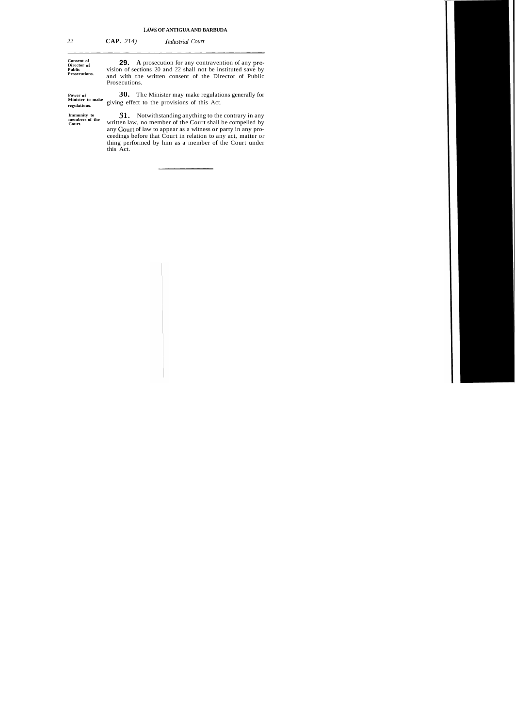**Consent of Director of Public Prosecutions.**

**29.** A prosecution for any contravention of any provision of sections 20 and 22 shall not be instituted save by and with the written consent of the Director of Public Prosecutions.

**Power of Minister to make regulations.**

**30.** The Minister may make regulations generally for giving effect to the provisions of this Act.

**Immunity to members of the Court.**

**31.** Notwithstanding anything to the contrary in any written law, no member of the Court shall be compelled by any Court of law to appear as a witness or party in any proceedings before that Court in relation to any act, matter or thing performed by him as a member of the Court under this Act.